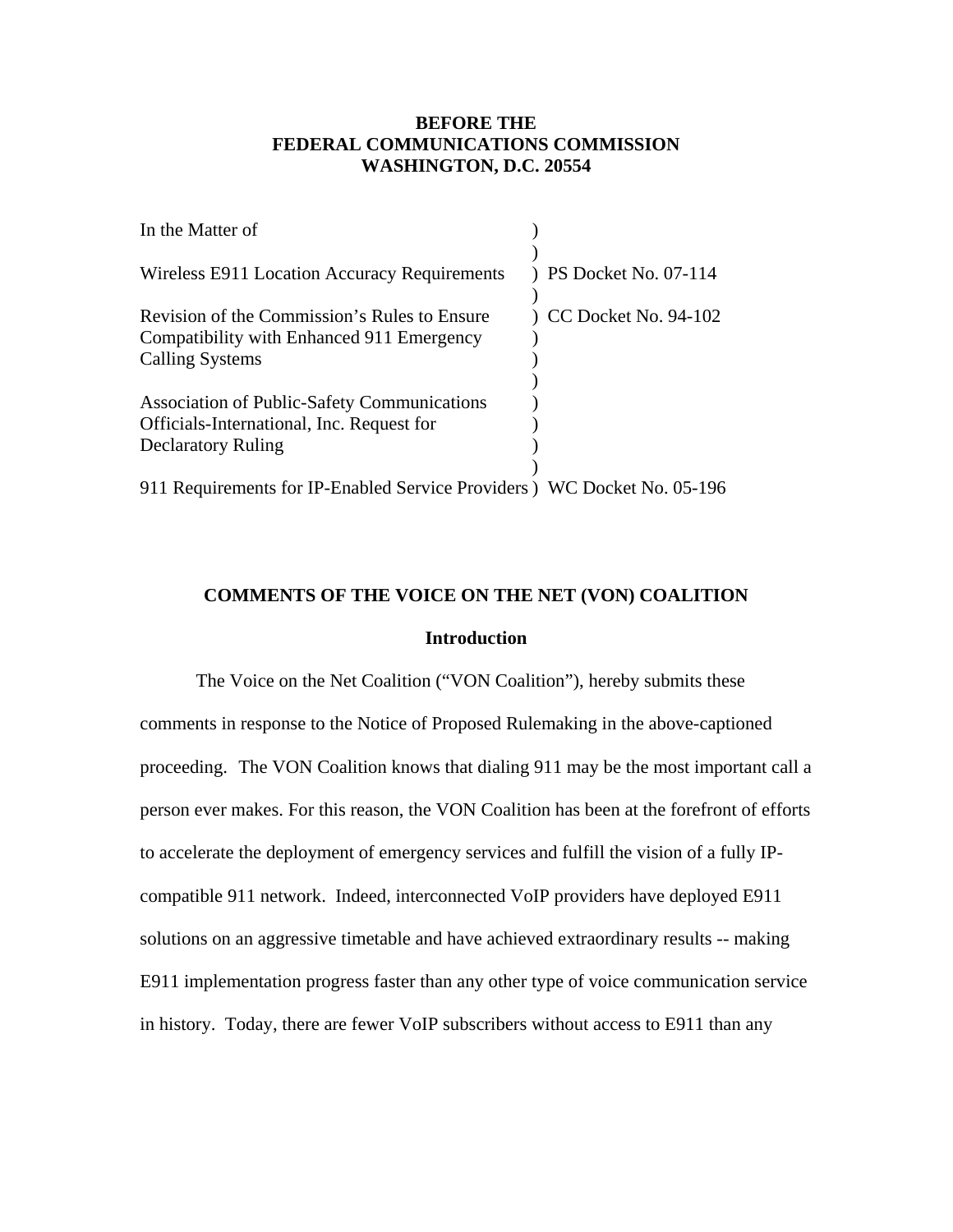**BEFORE THE**
**FEDERAL COMMUNICATIONS COMMISSION**
**WASHINGTON, D.C. 20554**

| | | |
|---|---|---|
| In the Matter of | ) | |
| | ) | |
| Wireless E911 Location Accuracy Requirements | ) | PS Docket No. 07-114 |
| | ) | |
| Revision of the Commission's Rules to Ensure Compatibility with Enhanced 911 Emergency Calling Systems | ) | CC Docket No. 94-102 |
| | ) | |
| Association of Public-Safety Communications Officials-International, Inc. Request for Declaratory Ruling | ) | |
| | ) | |
| 911 Requirements for IP-Enabled Service Providers | ) | WC Docket No. 05-196 |

## COMMENTS OF THE VOICE ON THE NET (VON) COALITION

### Introduction

The Voice on the Net Coalition ("VON Coalition"), hereby submits these comments in response to the Notice of Proposed Rulemaking in the above-captioned proceeding. The VON Coalition knows that dialing 911 may be the most important call a person ever makes. For this reason, the VON Coalition has been at the forefront of efforts to accelerate the deployment of emergency services and fulfill the vision of a fully IP-compatible 911 network. Indeed, interconnected VoIP providers have deployed E911 solutions on an aggressive timetable and have achieved extraordinary results -- making E911 implementation progress faster than any other type of voice communication service in history. Today, there are fewer VoIP subscribers without access to E911 than any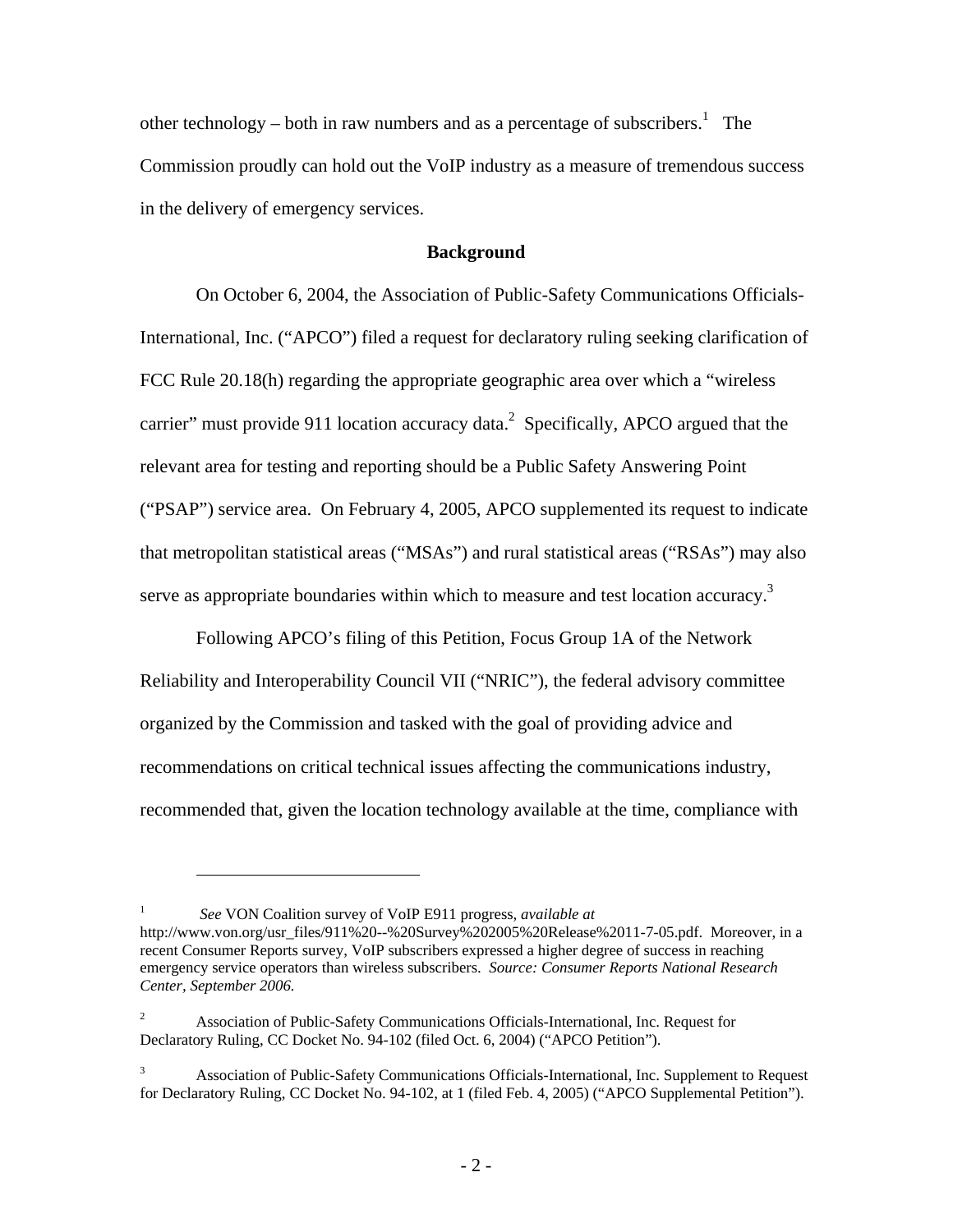other technology – both in raw numbers and as a percentage of subscribers.[1] The Commission proudly can hold out the VoIP industry as a measure of tremendous success in the delivery of emergency services.

## Background

On October 6, 2004, the Association of Public-Safety Communications Officials-International, Inc. ("APCO") filed a request for declaratory ruling seeking clarification of FCC Rule 20.18(h) regarding the appropriate geographic area over which a "wireless carrier" must provide 911 location accuracy data.[2] Specifically, APCO argued that the relevant area for testing and reporting should be a Public Safety Answering Point ("PSAP") service area. On February 4, 2005, APCO supplemented its request to indicate that metropolitan statistical areas ("MSAs") and rural statistical areas ("RSAs") may also serve as appropriate boundaries within which to measure and test location accuracy.[3]

Following APCO's filing of this Petition, Focus Group 1A of the Network Reliability and Interoperability Council VII ("NRIC"), the federal advisory committee organized by the Commission and tasked with the goal of providing advice and recommendations on critical technical issues affecting the communications industry, recommended that, given the location technology available at the time, compliance with

---

[1] *See* VON Coalition survey of VoIP E911 progress, *available at* http://www.von.org/usr_files/911%20--%20Survey%202005%20Release%2011-7-05.pdf. Moreover, in a recent Consumer Reports survey, VoIP subscribers expressed a higher degree of success in reaching emergency service operators than wireless subscribers. *Source: Consumer Reports National Research Center, September 2006.*

[2] Association of Public-Safety Communications Officials-International, Inc. Request for Declaratory Ruling, CC Docket No. 94-102 (filed Oct. 6, 2004) ("APCO Petition").

[3] Association of Public-Safety Communications Officials-International, Inc. Supplement to Request for Declaratory Ruling, CC Docket No. 94-102, at 1 (filed Feb. 4, 2005) ("APCO Supplemental Petition").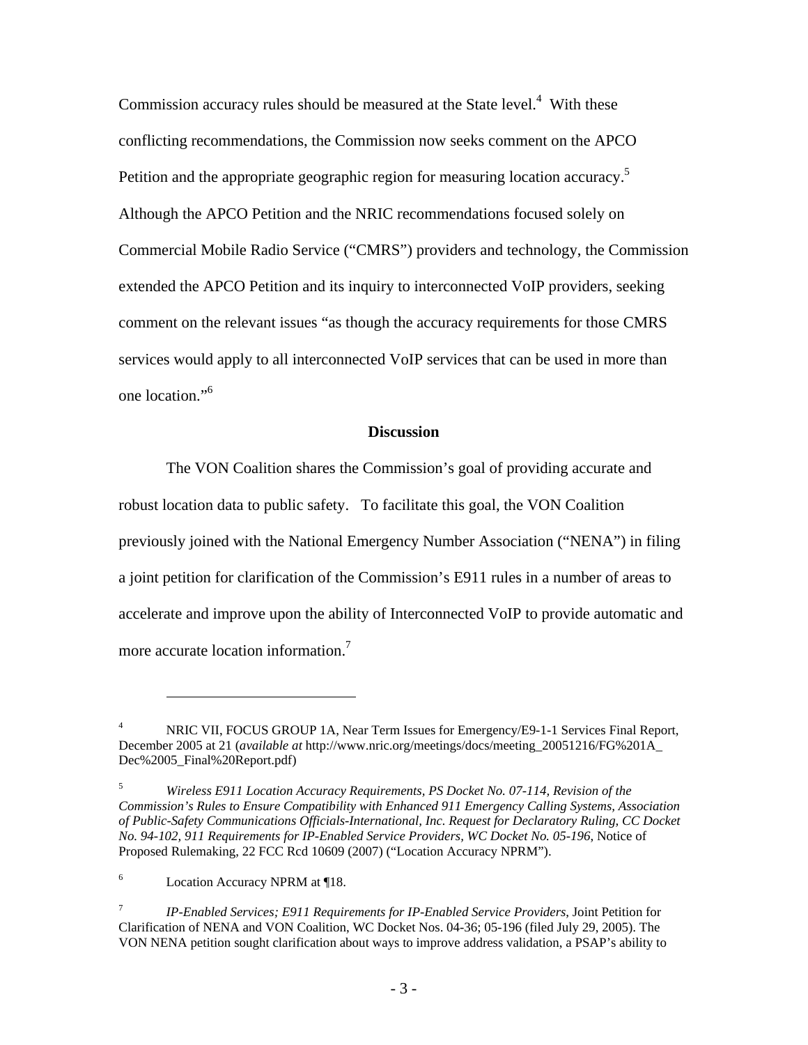Commission accuracy rules should be measured at the State level.[4] With these conflicting recommendations, the Commission now seeks comment on the APCO Petition and the appropriate geographic region for measuring location accuracy.[5] Although the APCO Petition and the NRIC recommendations focused solely on Commercial Mobile Radio Service ("CMRS") providers and technology, the Commission extended the APCO Petition and its inquiry to interconnected VoIP providers, seeking comment on the relevant issues "as though the accuracy requirements for those CMRS services would apply to all interconnected VoIP services that can be used in more than one location."[6]

**Discussion**

The VON Coalition shares the Commission's goal of providing accurate and robust location data to public safety. To facilitate this goal, the VON Coalition previously joined with the National Emergency Number Association ("NENA") in filing a joint petition for clarification of the Commission's E911 rules in a number of areas to accelerate and improve upon the ability of Interconnected VoIP to provide automatic and more accurate location information.[7]

---

[4] NRIC VII, FOCUS GROUP 1A, Near Term Issues for Emergency/E9-1-1 Services Final Report, December 2005 at 21 (*available at* http://www.nric.org/meetings/docs/meeting_20051216/FG%201A_Dec%2005_Final%20Report.pdf)

[5] *Wireless E911 Location Accuracy Requirements, PS Docket No. 07-114, Revision of the Commission's Rules to Ensure Compatibility with Enhanced 911 Emergency Calling Systems, Association of Public-Safety Communications Officials-International, Inc. Request for Declaratory Ruling, CC Docket No. 94-102, 911 Requirements for IP-Enabled Service Providers, WC Docket No. 05-196*, Notice of Proposed Rulemaking, 22 FCC Rcd 10609 (2007) ("Location Accuracy NPRM").

[6] Location Accuracy NPRM at ¶18.

[7] *IP-Enabled Services; E911 Requirements for IP-Enabled Service Providers*, Joint Petition for Clarification of NENA and VON Coalition, WC Docket Nos. 04-36; 05-196 (filed July 29, 2005). The VON NENA petition sought clarification about ways to improve address validation, a PSAP's ability to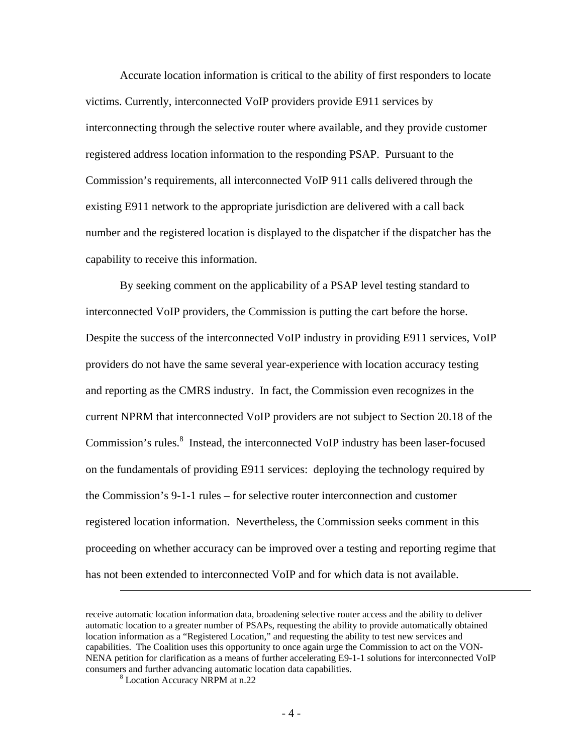Accurate location information is critical to the ability of first responders to locate victims. Currently, interconnected VoIP providers provide E911 services by interconnecting through the selective router where available, and they provide customer registered address location information to the responding PSAP. Pursuant to the Commission's requirements, all interconnected VoIP 911 calls delivered through the existing E911 network to the appropriate jurisdiction are delivered with a call back number and the registered location is displayed to the dispatcher if the dispatcher has the capability to receive this information.

By seeking comment on the applicability of a PSAP level testing standard to interconnected VoIP providers, the Commission is putting the cart before the horse. Despite the success of the interconnected VoIP industry in providing E911 services, VoIP providers do not have the same several year-experience with location accuracy testing and reporting as the CMRS industry. In fact, the Commission even recognizes in the current NPRM that interconnected VoIP providers are not subject to Section 20.18 of the Commission's rules.[8] Instead, the interconnected VoIP industry has been laser-focused on the fundamentals of providing E911 services: deploying the technology required by the Commission's 9-1-1 rules – for selective router interconnection and customer registered location information. Nevertheless, the Commission seeks comment in this proceeding on whether accuracy can be improved over a testing and reporting regime that has not been extended to interconnected VoIP and for which data is not available.

---

receive automatic location information data, broadening selective router access and the ability to deliver automatic location to a greater number of PSAPs, requesting the ability to provide automatically obtained location information as a "Registered Location," and requesting the ability to test new services and capabilities. The Coalition uses this opportunity to once again urge the Commission to act on the VON-NENA petition for clarification as a means of further accelerating E9-1-1 solutions for interconnected VoIP consumers and further advancing automatic location data capabilities.

[8] Location Accuracy NRPM at n.22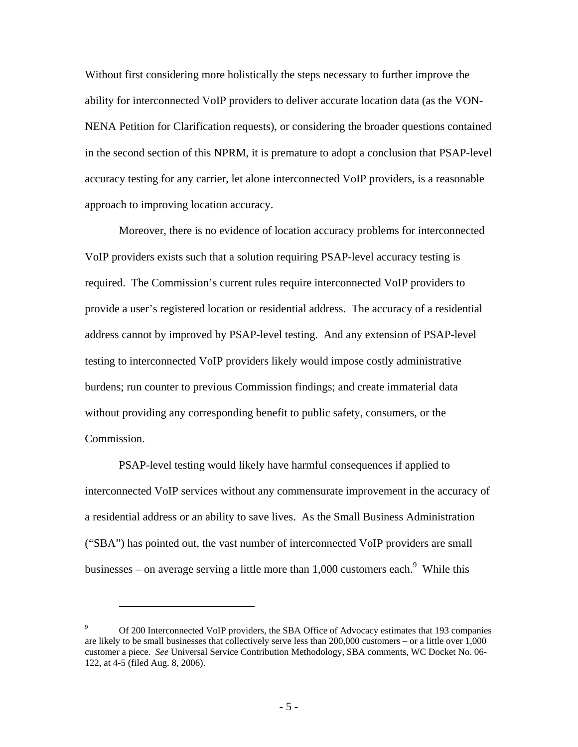Without first considering more holistically the steps necessary to further improve the ability for interconnected VoIP providers to deliver accurate location data (as the VON-NENA Petition for Clarification requests), or considering the broader questions contained in the second section of this NPRM, it is premature to adopt a conclusion that PSAP-level accuracy testing for any carrier, let alone interconnected VoIP providers, is a reasonable approach to improving location accuracy.

Moreover, there is no evidence of location accuracy problems for interconnected VoIP providers exists such that a solution requiring PSAP-level accuracy testing is required. The Commission's current rules require interconnected VoIP providers to provide a user's registered location or residential address. The accuracy of a residential address cannot by improved by PSAP-level testing. And any extension of PSAP-level testing to interconnected VoIP providers likely would impose costly administrative burdens; run counter to previous Commission findings; and create immaterial data without providing any corresponding benefit to public safety, consumers, or the Commission.

PSAP-level testing would likely have harmful consequences if applied to interconnected VoIP services without any commensurate improvement in the accuracy of a residential address or an ability to save lives. As the Small Business Administration ("SBA") has pointed out, the vast number of interconnected VoIP providers are small businesses – on average serving a little more than 1,000 customers each.[9] While this

---

[9] Of 200 Interconnected VoIP providers, the SBA Office of Advocacy estimates that 193 companies are likely to be small businesses that collectively serve less than 200,000 customers – or a little over 1,000 customer a piece. *See* Universal Service Contribution Methodology, SBA comments, WC Docket No. 06-122, at 4-5 (filed Aug. 8, 2006).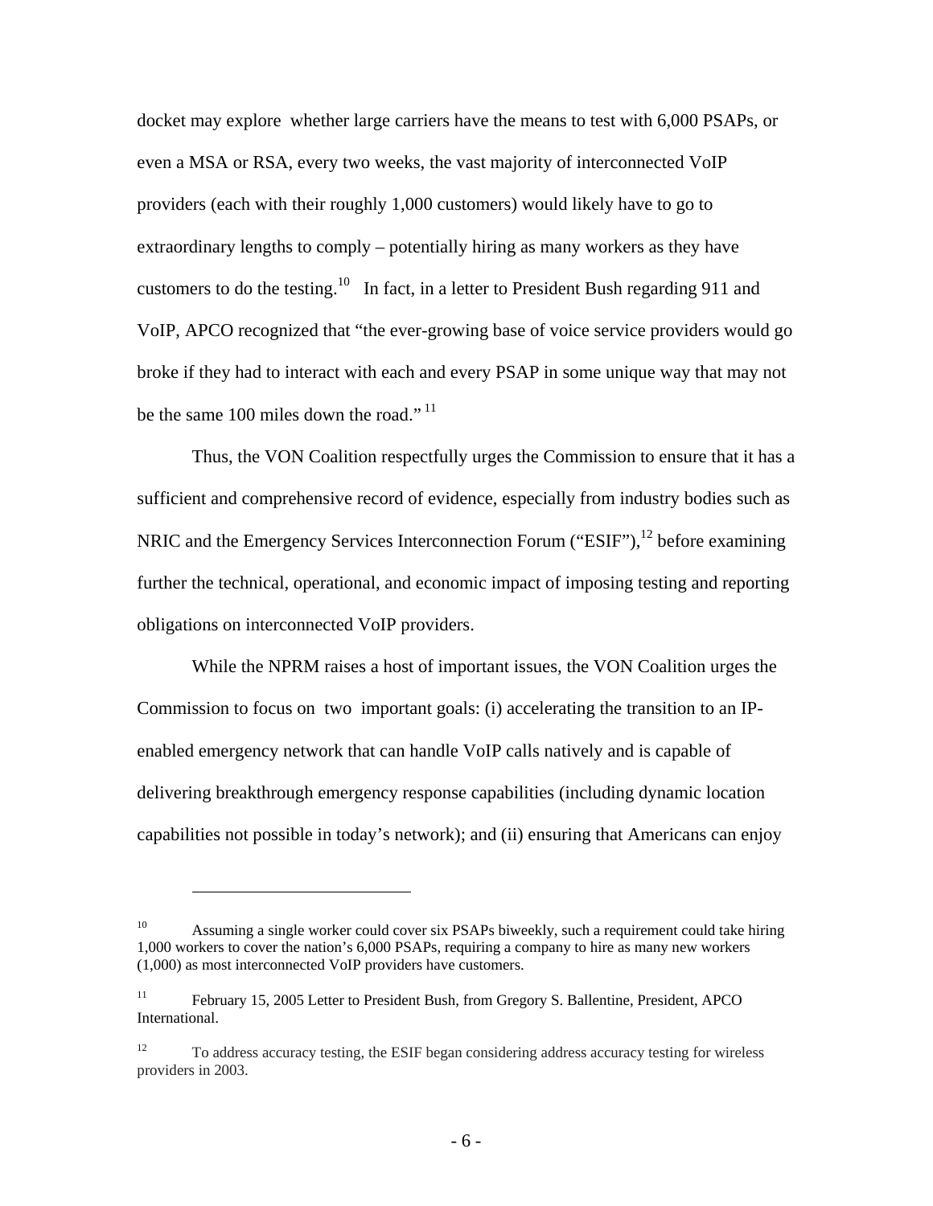docket may explore whether large carriers have the means to test with 6,000 PSAPs, or even a MSA or RSA, every two weeks, the vast majority of interconnected VoIP providers (each with their roughly 1,000 customers) would likely have to go to extraordinary lengths to comply – potentially hiring as many workers as they have customers to do the testing.[10] In fact, in a letter to President Bush regarding 911 and VoIP, APCO recognized that "the ever-growing base of voice service providers would go broke if they had to interact with each and every PSAP in some unique way that may not be the same 100 miles down the road."[11]

Thus, the VON Coalition respectfully urges the Commission to ensure that it has a sufficient and comprehensive record of evidence, especially from industry bodies such as NRIC and the Emergency Services Interconnection Forum ("ESIF"),[12] before examining further the technical, operational, and economic impact of imposing testing and reporting obligations on interconnected VoIP providers.

While the NPRM raises a host of important issues, the VON Coalition urges the Commission to focus on two important goals: (i) accelerating the transition to an IP-enabled emergency network that can handle VoIP calls natively and is capable of delivering breakthrough emergency response capabilities (including dynamic location capabilities not possible in today's network); and (ii) ensuring that Americans can enjoy

---

[10] Assuming a single worker could cover six PSAPs biweekly, such a requirement could take hiring 1,000 workers to cover the nation's 6,000 PSAPs, requiring a company to hire as many new workers (1,000) as most interconnected VoIP providers have customers.

[11] February 15, 2005 Letter to President Bush, from Gregory S. Ballentine, President, APCO International.

[12] To address accuracy testing, the ESIF began considering address accuracy testing for wireless providers in 2003.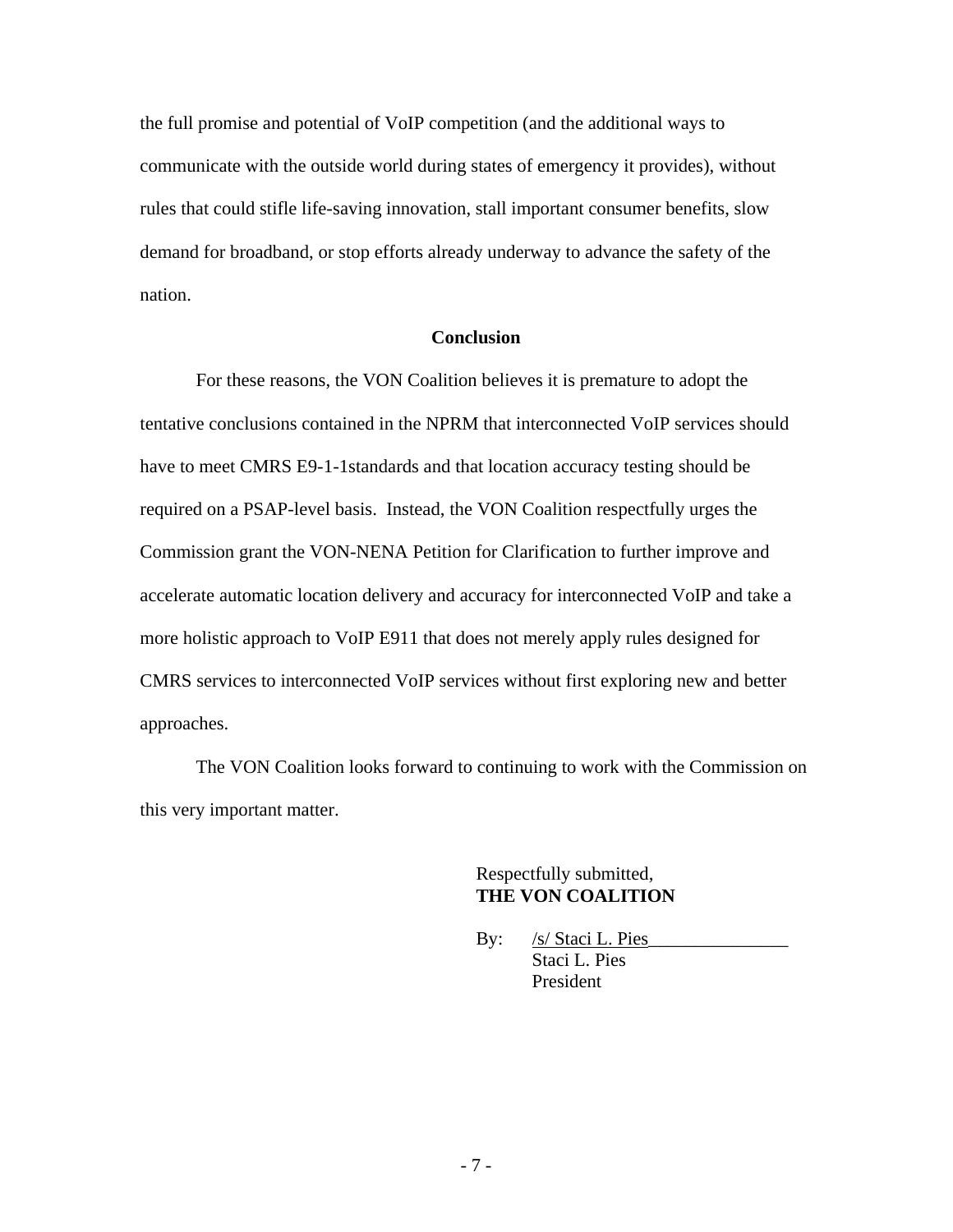the full promise and potential of VoIP competition (and the additional ways to communicate with the outside world during states of emergency it provides), without rules that could stifle life-saving innovation, stall important consumer benefits, slow demand for broadband, or stop efforts already underway to advance the safety of the nation.

## Conclusion

For these reasons, the VON Coalition believes it is premature to adopt the tentative conclusions contained in the NPRM that interconnected VoIP services should have to meet CMRS E9-1-1standards and that location accuracy testing should be required on a PSAP-level basis. Instead, the VON Coalition respectfully urges the Commission grant the VON-NENA Petition for Clarification to further improve and accelerate automatic location delivery and accuracy for interconnected VoIP and take a more holistic approach to VoIP E911 that does not merely apply rules designed for CMRS services to interconnected VoIP services without first exploring new and better approaches.

The VON Coalition looks forward to continuing to work with the Commission on this very important matter.

Respectfully submitted,
**THE VON COALITION**

By: /s/ Staci L. Pies_______________
Staci L. Pies
President